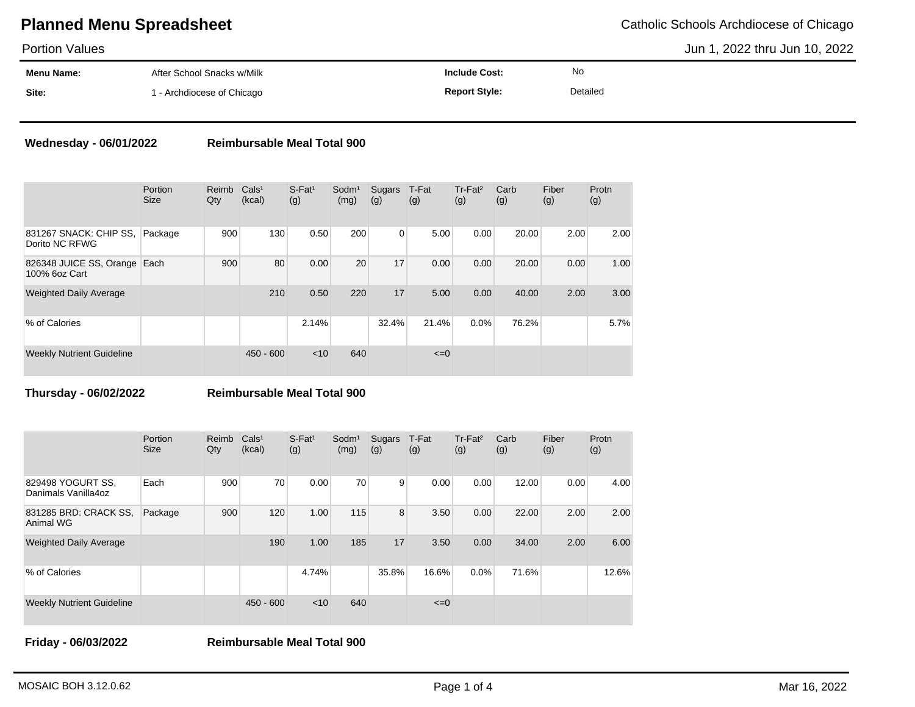# Planned Menu Spreadsheet

Catholic Schools Archdiocese of Chicago

Portion Values

Jun 1, 2022 thru Jun 10, 2022

| | | | |
|---|---|---|---|
| **Menu Name:** | After School Snacks w/Milk | **Include Cost:** | No |
| **Site:** | 1 - Archdiocese of Chicago | **Report Style:** | Detailed |

**Wednesday - 06/01/2022** **Reimbursable Meal Total 900**

| | Portion Size | Reimb Qty | Cals[1] (kcal) | S-Fat[1] (g) | Sodm[1] (mg) | Sugars (g) | T-Fat (g) | Tr-Fat[2] (g) | Carb (g) | Fiber (g) | Protn (g) |
|---|---|---|---|---|---|---|---|---|---|---|---|
| 831267 SNACK: CHIP SS, Dorito NC RFWG | Package | 900 | 130 | 0.50 | 200 | 0 | 5.00 | 0.00 | 20.00 | 2.00 | 2.00 |
| 826348 JUICE SS, Orange 100% 6oz Cart | Each | 900 | 80 | 0.00 | 20 | 17 | 0.00 | 0.00 | 20.00 | 0.00 | 1.00 |
| Weighted Daily Average | | | 210 | 0.50 | 220 | 17 | 5.00 | 0.00 | 40.00 | 2.00 | 3.00 |
| % of Calories | | | | 2.14% | | 32.4% | 21.4% | 0.0% | 76.2% | | 5.7% |
| Weekly Nutrient Guideline | | | 450 - 600 | <10 | 640 | | <=0 | | | | |

**Thursday - 06/02/2022** **Reimbursable Meal Total 900**

| | Portion Size | Reimb Qty | Cals[1] (kcal) | S-Fat[1] (g) | Sodm[1] (mg) | Sugars (g) | T-Fat (g) | Tr-Fat[2] (g) | Carb (g) | Fiber (g) | Protn (g) |
|---|---|---|---|---|---|---|---|---|---|---|---|
| 829498 YOGURT SS, Danimals Vanilla4oz | Each | 900 | 70 | 0.00 | 70 | 9 | 0.00 | 0.00 | 12.00 | 0.00 | 4.00 |
| 831285 BRD: CRACK SS, Animal WG | Package | 900 | 120 | 1.00 | 115 | 8 | 3.50 | 0.00 | 22.00 | 2.00 | 2.00 |
| Weighted Daily Average | | | 190 | 1.00 | 185 | 17 | 3.50 | 0.00 | 34.00 | 2.00 | 6.00 |
| % of Calories | | | | 4.74% | | 35.8% | 16.6% | 0.0% | 71.6% | | 12.6% |
| Weekly Nutrient Guideline | | | 450 - 600 | <10 | 640 | | <=0 | | | | |

**Friday - 06/03/2022** **Reimbursable Meal Total 900**

MOSAIC BOH 3.12.0.62

Mar 16, 2022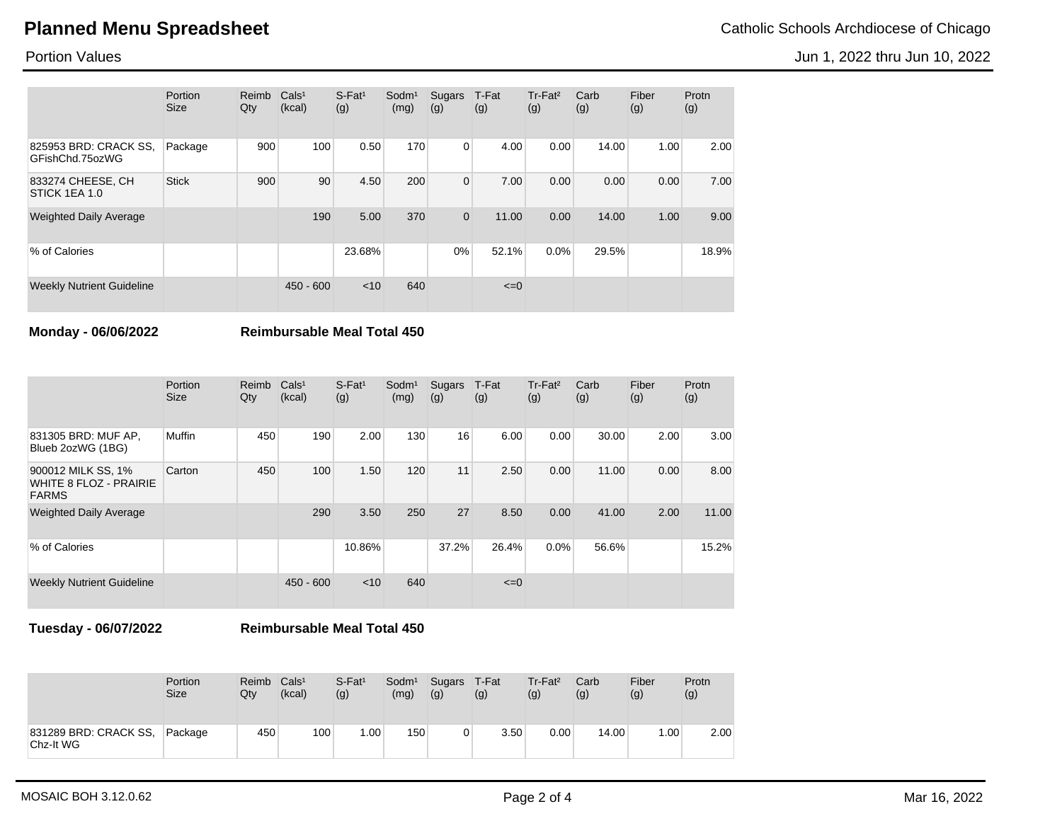# Planned Menu Spreadsheet

Catholic Schools Archdiocese of Chicago

Portion Values

Jun 1, 2022 thru Jun 10, 2022

| | Portion Size | Reimb Qty | Cals¹ (kcal) | S-Fat¹ (g) | Sodm¹ (mg) | Sugars (g) | T-Fat (g) | Tr-Fat² (g) | Carb (g) | Fiber (g) | Protn (g) |
|---|---|---|---|---|---|---|---|---|---|---|---|
| 825953 BRD: CRACK SS, GFishChd.75ozWG | Package | 900 | 100 | 0.50 | 170 | 0 | 4.00 | 0.00 | 14.00 | 1.00 | 2.00 |
| 833274 CHEESE, CH STICK 1EA 1.0 | Stick | 900 | 90 | 4.50 | 200 | 0 | 7.00 | 0.00 | 0.00 | 0.00 | 7.00 |
| Weighted Daily Average | | | 190 | 5.00 | 370 | 0 | 11.00 | 0.00 | 14.00 | 1.00 | 9.00 |
| % of Calories | | | | 23.68% | | 0% | 52.1% | 0.0% | 29.5% | | 18.9% |
| Weekly Nutrient Guideline | | | 450 - 600 | <10 | 640 | | <=0 | | | | |

**Monday - 06/06/2022** **Reimbursable Meal Total 450**

| | Portion Size | Reimb Qty | Cals¹ (kcal) | S-Fat¹ (g) | Sodm¹ (mg) | Sugars (g) | T-Fat (g) | Tr-Fat² (g) | Carb (g) | Fiber (g) | Protn (g) |
|---|---|---|---|---|---|---|---|---|---|---|---|
| 831305 BRD: MUF AP, Blueb 2ozWG (1BG) | Muffin | 450 | 190 | 2.00 | 130 | 16 | 6.00 | 0.00 | 30.00 | 2.00 | 3.00 |
| 900012 MILK SS, 1% WHITE 8 FLOZ - PRAIRIE FARMS | Carton | 450 | 100 | 1.50 | 120 | 11 | 2.50 | 0.00 | 11.00 | 0.00 | 8.00 |
| Weighted Daily Average | | | 290 | 3.50 | 250 | 27 | 8.50 | 0.00 | 41.00 | 2.00 | 11.00 |
| % of Calories | | | | 10.86% | | 37.2% | 26.4% | 0.0% | 56.6% | | 15.2% |
| Weekly Nutrient Guideline | | | 450 - 600 | <10 | 640 | | <=0 | | | | |

**Tuesday - 06/07/2022** **Reimbursable Meal Total 450**

| | Portion Size | Reimb Qty | Cals¹ (kcal) | S-Fat¹ (g) | Sodm¹ (mg) | Sugars (g) | T-Fat (g) | Tr-Fat² (g) | Carb (g) | Fiber (g) | Protn (g) |
|---|---|---|---|---|---|---|---|---|---|---|---|
| 831289 BRD: CRACK SS, Chz-It WG | Package | 450 | 100 | 1.00 | 150 | 0 | 3.50 | 0.00 | 14.00 | 1.00 | 2.00 |

MOSAIC BOH 3.12.0.62

Mar 16, 2022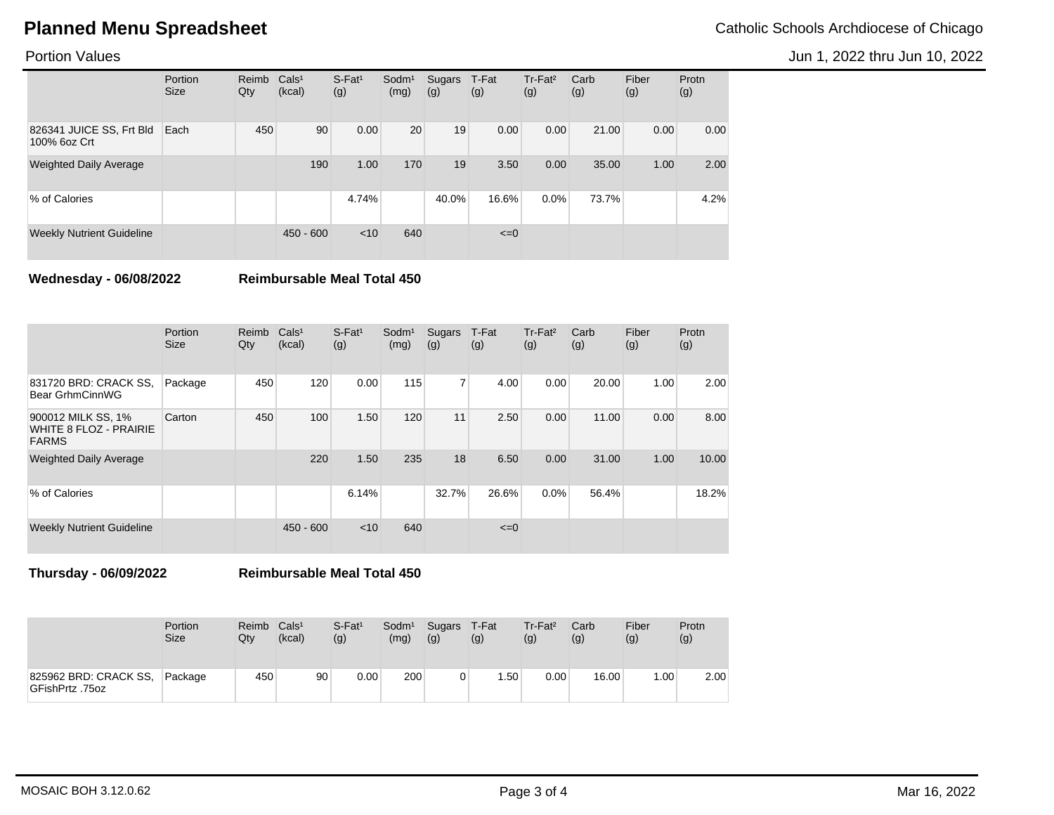| | Portion Size | Reimb Qty | Cals[1] (kcal) | S-Fat[1] (g) | Sodm[1] (mg) | Sugars (g) | T-Fat (g) | Tr-Fat[2] (g) | Carb (g) | Fiber (g) | Protn (g) |
|---|---|---|---|---|---|---|---|---|---|---|---|
| 826341 JUICE SS, Frt Bld 100% 6oz Crt | Each | 450 | 90 | 0.00 | 20 | 19 | 0.00 | 0.00 | 21.00 | 0.00 | 0.00 |
| Weighted Daily Average | | | 190 | 1.00 | 170 | 19 | 3.50 | 0.00 | 35.00 | 1.00 | 2.00 |
| % of Calories | | | | 4.74% | | 40.0% | 16.6% | 0.0% | 73.7% | | 4.2% |
| Weekly Nutrient Guideline | | | 450 - 600 | <10 | 640 | | <=0 | | | | |

**Wednesday - 06/08/2022** **Reimbursable Meal Total 450**

| | Portion Size | Reimb Qty | Cals[1] (kcal) | S-Fat[1] (g) | Sodm[1] (mg) | Sugars (g) | T-Fat (g) | Tr-Fat[2] (g) | Carb (g) | Fiber (g) | Protn (g) |
|---|---|---|---|---|---|---|---|---|---|---|---|
| 831720 BRD: CRACK SS, Bear GrhmCinnWG | Package | 450 | 120 | 0.00 | 115 | 7 | 4.00 | 0.00 | 20.00 | 1.00 | 2.00 |
| 900012 MILK SS, 1% WHITE 8 FLOZ - PRAIRIE FARMS | Carton | 450 | 100 | 1.50 | 120 | 11 | 2.50 | 0.00 | 11.00 | 0.00 | 8.00 |
| Weighted Daily Average | | | 220 | 1.50 | 235 | 18 | 6.50 | 0.00 | 31.00 | 1.00 | 10.00 |
| % of Calories | | | | 6.14% | | 32.7% | 26.6% | 0.0% | 56.4% | | 18.2% |
| Weekly Nutrient Guideline | | | 450 - 600 | <10 | 640 | | <=0 | | | | |

**Thursday - 06/09/2022** **Reimbursable Meal Total 450**

| | Portion Size | Reimb Qty | Cals[1] (kcal) | S-Fat[1] (g) | Sodm[1] (mg) | Sugars (g) | T-Fat (g) | Tr-Fat[2] (g) | Carb (g) | Fiber (g) | Protn (g) |
|---|---|---|---|---|---|---|---|---|---|---|---|
| 825962 BRD: CRACK SS, GFishPrtz .75oz | Package | 450 | 90 | 0.00 | 200 | 0 | 1.50 | 0.00 | 16.00 | 1.00 | 2.00 |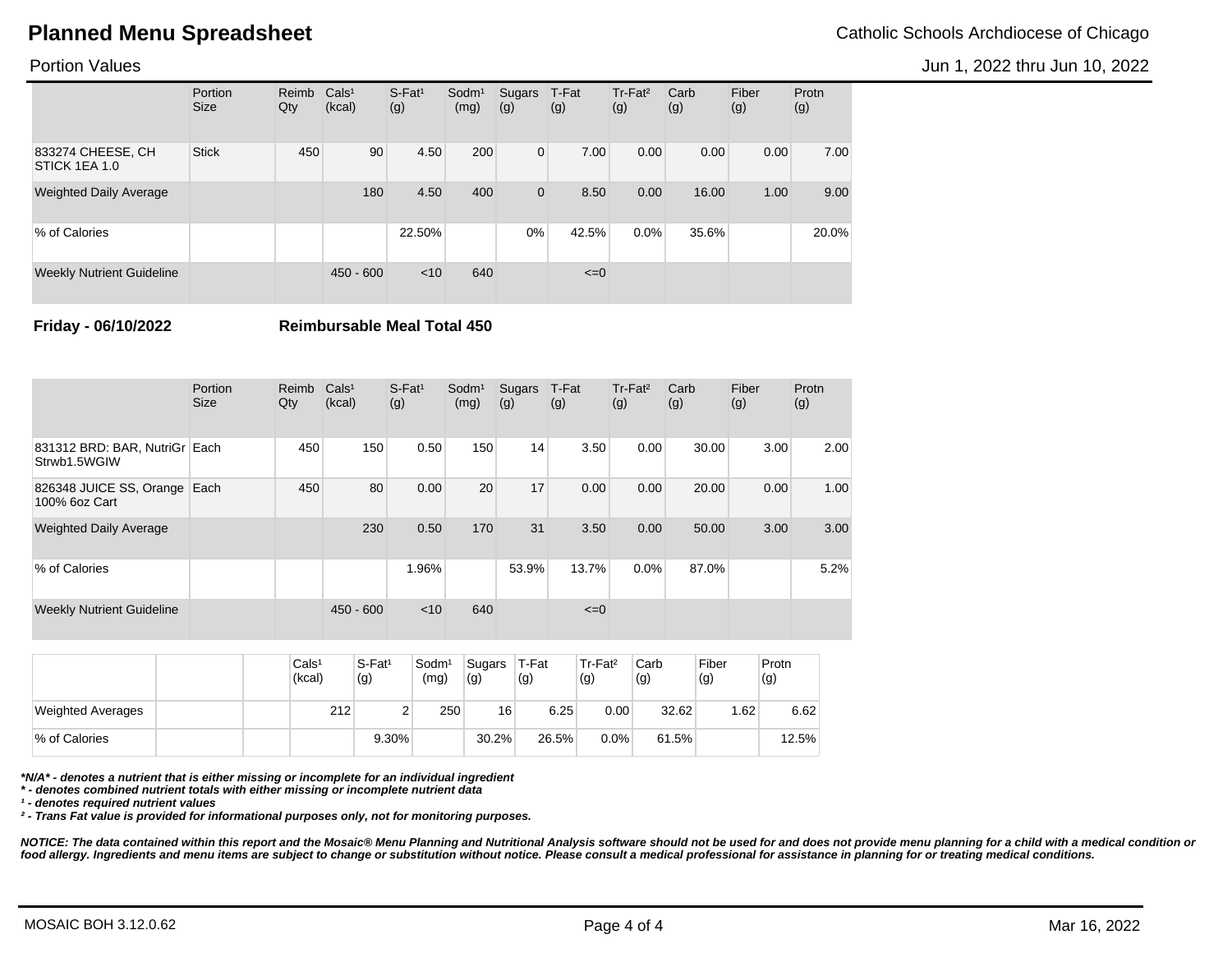# Planned Menu Spreadsheet

Catholic Schools Archdiocese of Chicago

Portion Values

Jun 1, 2022 thru Jun 10, 2022

| | Portion Size | Reimb Qty | Cals[1] (kcal) | S-Fat[1] (g) | Sodm[1] (mg) | Sugars (g) | T-Fat (g) | Tr-Fat[2] (g) | Carb (g) | Fiber (g) | Protn (g) |
|---|---|---|---|---|---|---|---|---|---|---|---|
| 833274 CHEESE, CH STICK 1EA 1.0 | Stick | 450 | 90 | 4.50 | 200 | 0 | 7.00 | 0.00 | 0.00 | 0.00 | 7.00 |
| Weighted Daily Average | | | 180 | 4.50 | 400 | 0 | 8.50 | 0.00 | 16.00 | 1.00 | 9.00 |
| % of Calories | | | | 22.50% | | 0% | 42.5% | 0.0% | 35.6% | | 20.0% |
| Weekly Nutrient Guideline | | | 450 - 600 | <10 | 640 | | <=0 | | | | |

**Friday - 06/10/2022** **Reimbursable Meal Total 450**

| | Portion Size | Reimb Qty | Cals[1] (kcal) | S-Fat[1] (g) | Sodm[1] (mg) | Sugars (g) | T-Fat (g) | Tr-Fat[2] (g) | Carb (g) | Fiber (g) | Protn (g) |
|---|---|---|---|---|---|---|---|---|---|---|---|
| 831312 BRD: BAR, NutriGr Strwb1.5WGIW | Each | 450 | 150 | 0.50 | 150 | 14 | 3.50 | 0.00 | 30.00 | 3.00 | 2.00 |
| 826348 JUICE SS, Orange 100% 6oz Cart | Each | 450 | 80 | 0.00 | 20 | 17 | 0.00 | 0.00 | 20.00 | 0.00 | 1.00 |
| Weighted Daily Average | | | 230 | 0.50 | 170 | 31 | 3.50 | 0.00 | 50.00 | 3.00 | 3.00 |
| % of Calories | | | | 1.96% | | 53.9% | 13.7% | 0.0% | 87.0% | | 5.2% |
| Weekly Nutrient Guideline | | | 450 - 600 | <10 | 640 | | <=0 | | | | |

| | | | Cals[1] (kcal) | S-Fat[1] (g) | Sodm[1] (mg) | Sugars (g) | T-Fat (g) | Tr-Fat[2] (g) | Carb (g) | Fiber (g) | Protn (g) |
|---|---|---|---|---|---|---|---|---|---|---|---|
| Weighted Averages | | | 212 | 2 | 250 | 16 | 6.25 | 0.00 | 32.62 | 1.62 | 6.62 |
| % of Calories | | | | 9.30% | | 30.2% | 26.5% | 0.0% | 61.5% | | 12.5% |

***N/A* - denotes a nutrient that is either missing or incomplete for an individual ingredient**

***\* - denotes combined nutrient totals with either missing or incomplete nutrient data***

***¹ - denotes required nutrient values***

***² - Trans Fat value is provided for informational purposes only, not for monitoring purposes.***

***NOTICE: The data contained within this report and the Mosaic® Menu Planning and Nutritional Analysis software should not be used for and does not provide menu planning for a child with a medical condition or food allergy. Ingredients and menu items are subject to change or substitution without notice. Please consult a medical professional for assistance in planning for or treating medical conditions.***

MOSAIC BOH 3.12.0.62

Mar 16, 2022